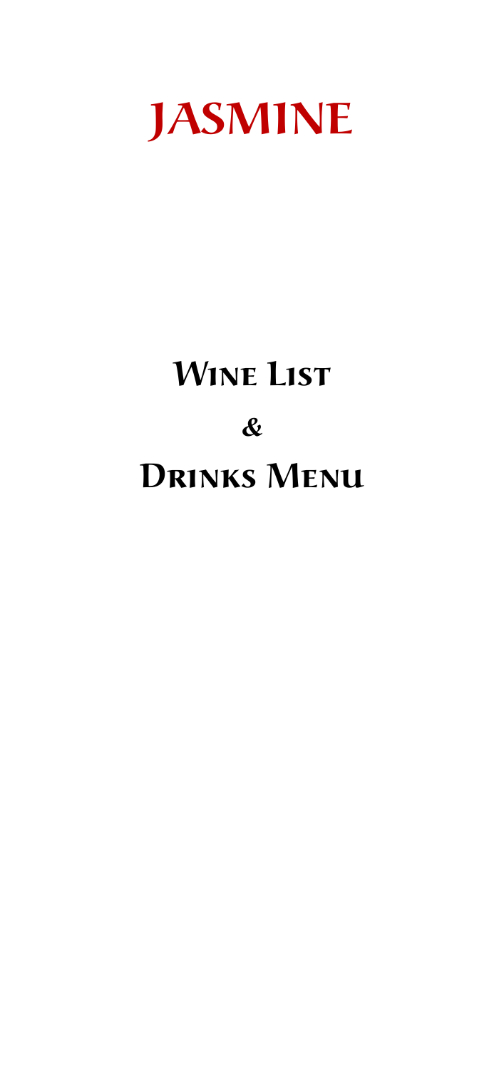# JASMINE

## Wine List

## &

## Drinks Menu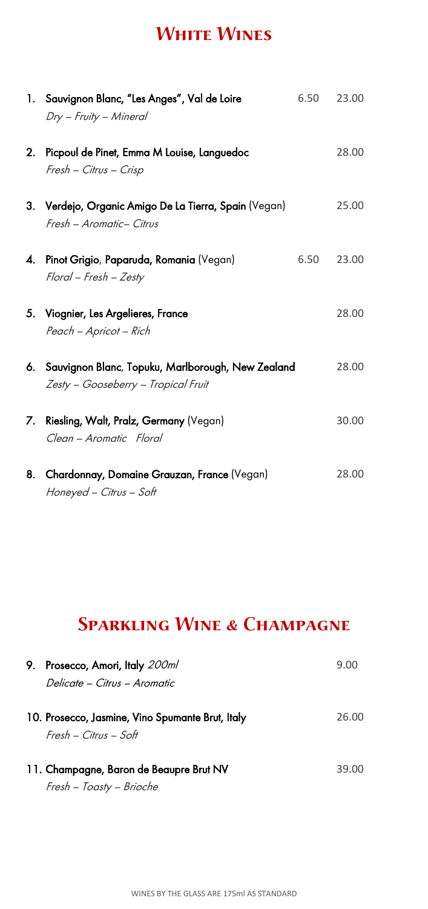# White Wines

| | Wine | Glass | Bottle |
|---|---|---|---|
| 1. | **Sauvignon Blanc, "Les Anges", Val de Loire**<br>*Dry – Fruity – Mineral* | 6.50 | 23.00 |
| 2. | **Picpoul de Pinet, Emma M Louise, Languedoc**<br>*Fresh – Citrus – Crisp* | | 28.00 |
| 3. | **Verdejo, Organic Amigo De La Tierra, Spain** (Vegan)<br>*Fresh – Aromatic– Citrus* | | 25.00 |
| 4. | **Pinot Grigio, Paparuda, Romania** (Vegan)<br>*Floral – Fresh – Zesty* | 6.50 | 23.00 |
| 5. | **Viognier, Les Argelieres, France**<br>*Peach – Apricot – Rich* | | 28.00 |
| 6. | **Sauvignon Blanc, Topuku, Marlborough, New Zealand**<br>*Zesty – Gooseberry – Tropical Fruit* | | 28.00 |
| 7. | **Riesling, Walt, Pralz, Germany** (Vegan)<br>*Clean – Aromatic Floral* | | 30.00 |
| 8. | **Chardonnay, Domaine Grauzan, France** (Vegan)<br>*Honeyed – Citrus – Soft* | | 28.00 |

# Sparkling Wine & Champagne

| | Wine | Price |
|---|---|---|
| 9. | **Prosecco, Amori, Italy** *200ml*<br>*Delicate – Citrus – Aromatic* | 9.00 |
| 10. | **Prosecco, Jasmine, Vino Spumante Brut, Italy**<br>*Fresh – Citrus – Soft* | 26.00 |
| 11. | **Champagne, Baron de Beaupre Brut NV**<br>*Fresh – Toasty – Brioche* | 39.00 |

WINES BY THE GLASS ARE 175ml AS STANDARD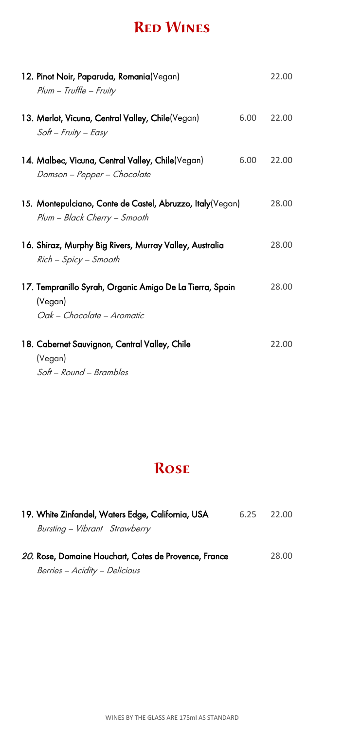# Red Wines

| Wine | Glass | Bottle |
| --- | --- | --- |
| **12. Pinot Noir, Paparuda, Romania**(Vegan)<br>*Plum – Truffle – Fruity* | | 22.00 |
| **13. Merlot, Vicuna, Central Valley, Chile**(Vegan)<br>*Soft – Fruity – Easy* | 6.00 | 22.00 |
| **14. Malbec, Vicuna, Central Valley, Chile**(Vegan)<br>*Damson – Pepper – Chocolate* | 6.00 | 22.00 |
| **15. Montepulciano, Conte de Castel, Abruzzo, Italy**(Vegan)<br>*Plum – Black Cherry – Smooth* | | 28.00 |
| **16. Shiraz, Murphy Big Rivers, Murray Valley, Australia**<br>*Rich – Spicy – Smooth* | | 28.00 |
| **17. Tempranillo Syrah, Organic Amigo De La Tierra, Spain** (Vegan)<br>*Oak – Chocolate – Aromatic* | | 28.00 |
| **18. Cabernet Sauvignon, Central Valley, Chile** (Vegan)<br>*Soft – Round – Brambles* | | 22.00 |

# Rose

| Wine | Glass | Bottle |
| --- | --- | --- |
| **19. White Zinfandel, Waters Edge, California, USA**<br>*Bursting – Vibrant Strawberry* | 6.25 | 22.00 |
| ***20.* Rose, Domaine Houchart, Cotes de Provence, France**<br>*Berries – Acidity – Delicious* | | 28.00 |

WINES BY THE GLASS ARE 175ml AS STANDARD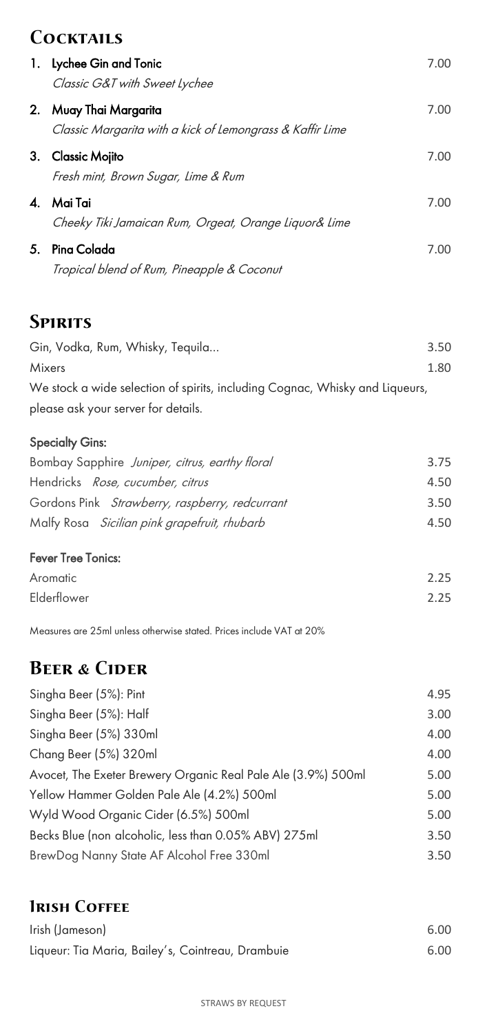## Cocktails

| | | |
|---|---|---|
| 1. | **Lychee Gin and Tonic**<br>*Classic G&T with Sweet Lychee* | 7.00 |
| 2. | **Muay Thai Margarita**<br>*Classic Margarita with a kick of Lemongrass & Kaffir Lime* | 7.00 |
| 3. | **Classic Mojito**<br>*Fresh mint, Brown Sugar, Lime & Rum* | 7.00 |
| 4. | **Mai Tai**<br>*Cheeky Tiki Jamaican Rum, Orgeat, Orange Liquor& Lime* | 7.00 |
| 5. | **Pina Colada**<br>*Tropical blend of Rum, Pineapple & Coconut* | 7.00 |

## Spirits

| | |
|---|---|
| Gin, Vodka, Rum, Whisky, Tequila... | 3.50 |
| Mixers | 1.80 |

We stock a wide selection of spirits, including Cognac, Whisky and Liqueurs, please ask your server for details.

**Specialty Gins:**

| | |
|---|---|
| Bombay Sapphire *Juniper, citrus, earthy floral* | 3.75 |
| Hendricks *Rose, cucumber, citrus* | 4.50 |
| Gordons Pink *Strawberry, raspberry, redcurrant* | 3.50 |
| Malfy Rosa *Sicilian pink grapefruit, rhubarb* | 4.50 |

**Fever Tree Tonics:**

| | |
|---|---|
| Aromatic | 2.25 |
| Elderflower | 2.25 |

Measures are 25ml unless otherwise stated. Prices include VAT at 20%

## Beer & Cider

| | |
|---|---|
| Singha Beer (5%): Pint | 4.95 |
| Singha Beer (5%): Half | 3.00 |
| Singha Beer (5%) 330ml | 4.00 |
| Chang Beer (5%) 320ml | 4.00 |
| Avocet, The Exeter Brewery Organic Real Pale Ale (3.9%) 500ml | 5.00 |
| Yellow Hammer Golden Pale Ale (4.2%) 500ml | 5.00 |
| Wyld Wood Organic Cider (6.5%) 500ml | 5.00 |
| Becks Blue (non alcoholic, less than 0.05% ABV) 275ml | 3.50 |
| BrewDog Nanny State AF Alcohol Free 330ml | 3.50 |

## Irish Coffee

| | |
|---|---|
| Irish (Jameson) | 6.00 |
| Liqueur: Tia Maria, Bailey's, Cointreau, Drambuie | 6.00 |

STRAWS BY REQUEST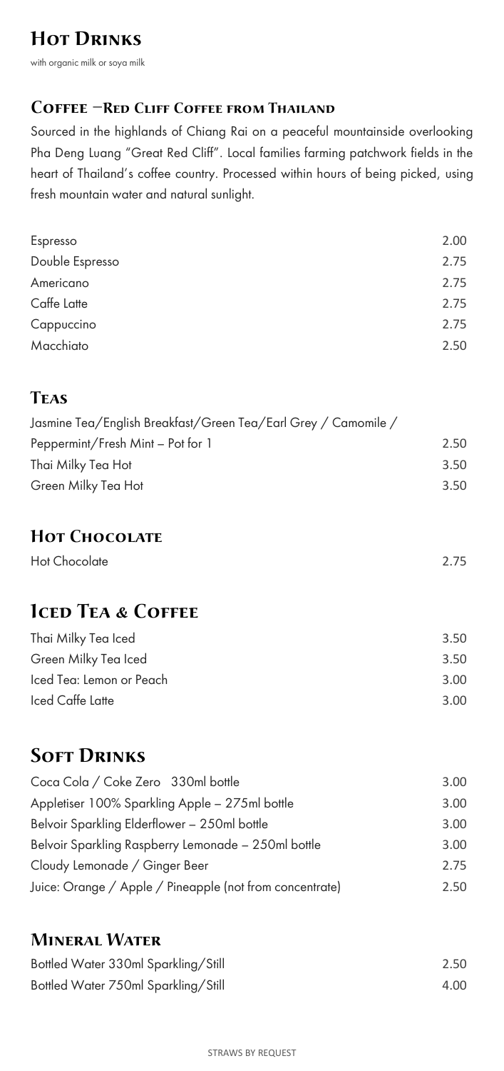# Hot Drinks

with organic milk or soya milk

## Coffee – Red Cliff Coffee from Thailand

Sourced in the highlands of Chiang Rai on a peaceful mountainside overlooking Pha Deng Luang "Great Red Cliff". Local families farming patchwork fields in the heart of Thailand's coffee country. Processed within hours of being picked, using fresh mountain water and natural sunlight.

| | |
|---|---|
| Espresso | 2.00 |
| Double Espresso | 2.75 |
| Americano | 2.75 |
| Caffe Latte | 2.75 |
| Cappuccino | 2.75 |
| Macchiato | 2.50 |

## Teas

| | |
|---|---|
| Jasmine Tea/English Breakfast/Green Tea/Earl Grey / Camomile / Peppermint/Fresh Mint – Pot for 1 | 2.50 |
| Thai Milky Tea Hot | 3.50 |
| Green Milky Tea Hot | 3.50 |

# Hot Chocolate

| | |
|---|---|
| Hot Chocolate | 2.75 |

# Iced Tea & Coffee

| | |
|---|---|
| Thai Milky Tea Iced | 3.50 |
| Green Milky Tea Iced | 3.50 |
| Iced Tea: Lemon or Peach | 3.00 |
| Iced Caffe Latte | 3.00 |

# Soft Drinks

| | |
|---|---|
| Coca Cola / Coke Zero 330ml bottle | 3.00 |
| Appletiser 100% Sparkling Apple – 275ml bottle | 3.00 |
| Belvoir Sparkling Elderflower – 250ml bottle | 3.00 |
| Belvoir Sparkling Raspberry Lemonade – 250ml bottle | 3.00 |
| Cloudy Lemonade / Ginger Beer | 2.75 |
| Juice: Orange / Apple / Pineapple (not from concentrate) | 2.50 |

# Mineral Water

| | |
|---|---|
| Bottled Water 330ml Sparkling/Still | 2.50 |
| Bottled Water 750ml Sparkling/Still | 4.00 |

STRAWS BY REQUEST